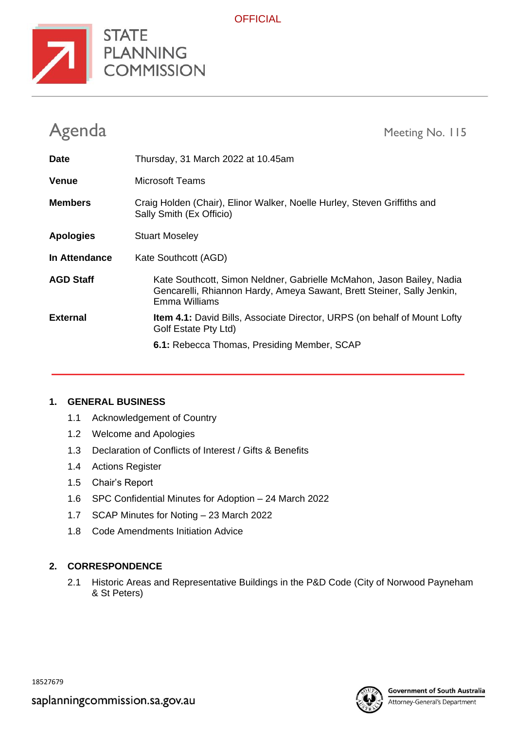OFFICIAL

STATE PLANNING COMMISSION

# Agenda

Meeting No. 115

| | |
|---|---|
| **Date** | Thursday, 31 March 2022 at 10.45am |
| **Venue** | Microsoft Teams |
| **Members** | Craig Holden (Chair), Elinor Walker, Noelle Hurley, Steven Griffiths and Sally Smith (Ex Officio) |
| **Apologies** | Stuart Moseley |
| **In Attendance** | Kate Southcott (AGD) |
| **AGD Staff** | Kate Southcott, Simon Neldner, Gabrielle McMahon, Jason Bailey, Nadia Gencarelli, Rhiannon Hardy, Ameya Sawant, Brett Steiner, Sally Jenkin, Emma Williams |
| **External** | **Item 4.1:** David Bills, Associate Director, URPS (on behalf of Mount Lofty Golf Estate Pty Ltd)<br>**6.1:** Rebecca Thomas, Presiding Member, SCAP |

## 1. GENERAL BUSINESS

- 1.1 Acknowledgement of Country
- 1.2 Welcome and Apologies
- 1.3 Declaration of Conflicts of Interest / Gifts & Benefits
- 1.4 Actions Register
- 1.5 Chair's Report
- 1.6 SPC Confidential Minutes for Adoption – 24 March 2022
- 1.7 SCAP Minutes for Noting – 23 March 2022
- 1.8 Code Amendments Initiation Advice

## 2. CORRESPONDENCE

- 2.1 Historic Areas and Representative Buildings in the P&D Code (City of Norwood Payneham & St Peters)

18527679

saplanningcommission.sa.gov.au

Government of South Australia
Attorney-General's Department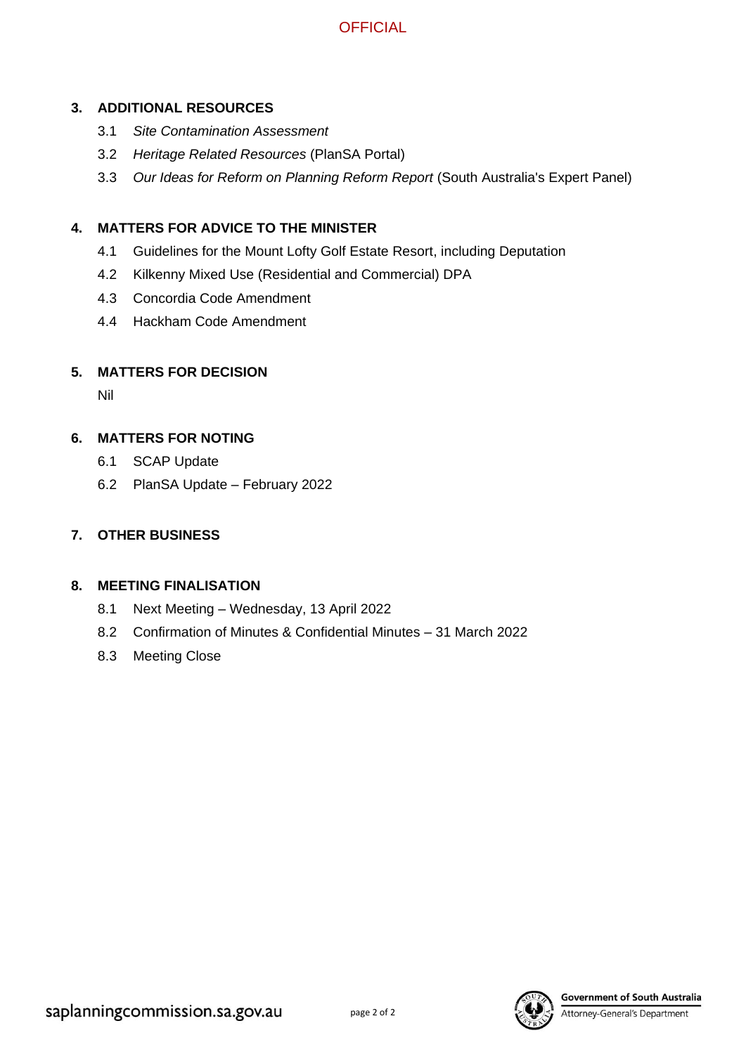## 3. ADDITIONAL RESOURCES

3.1 *Site Contamination Assessment*

3.2 *Heritage Related Resources* (PlanSA Portal)

3.3 *Our Ideas for Reform on Planning Reform Report* (South Australia's Expert Panel)

## 4. MATTERS FOR ADVICE TO THE MINISTER

4.1 Guidelines for the Mount Lofty Golf Estate Resort, including Deputation

4.2 Kilkenny Mixed Use (Residential and Commercial) DPA

4.3 Concordia Code Amendment

4.4 Hackham Code Amendment

## 5. MATTERS FOR DECISION

Nil

## 6. MATTERS FOR NOTING

6.1 SCAP Update

6.2 PlanSA Update – February 2022

## 7. OTHER BUSINESS

## 8. MEETING FINALISATION

8.1 Next Meeting – Wednesday, 13 April 2022

8.2 Confirmation of Minutes & Confidential Minutes – 31 March 2022

8.3 Meeting Close